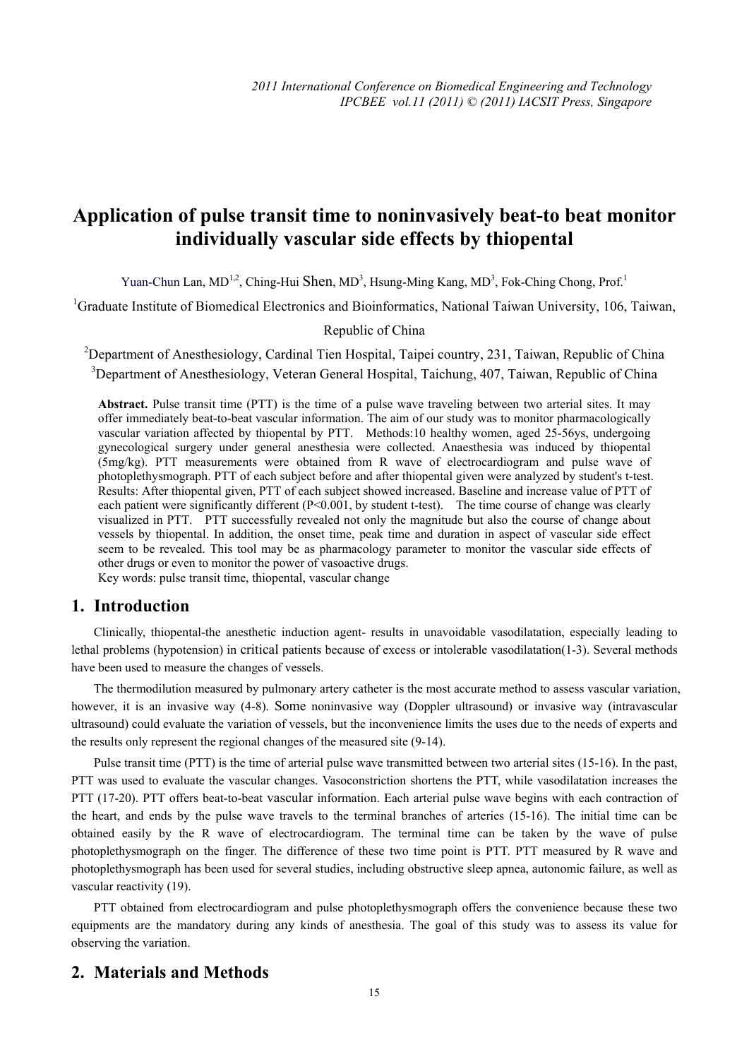# Application of pulse transit time to noninvasively beat-to beat monitor individually vascular side effects by thiopental

Yuan-Chun Lan, MD[1,2], Ching-Hui Shen, MD[3], Hsung-Ming Kang, MD[3], Fok-Ching Chong, Prof.[1]

[1]Graduate Institute of Biomedical Electronics and Bioinformatics, National Taiwan University, 106, Taiwan, Republic of China

[2]Department of Anesthesiology, Cardinal Tien Hospital, Taipei country, 231, Taiwan, Republic of China

[3]Department of Anesthesiology, Veteran General Hospital, Taichung, 407, Taiwan, Republic of China

**Abstract.** Pulse transit time (PTT) is the time of a pulse wave traveling between two arterial sites. It may offer immediately beat-to-beat vascular information. The aim of our study was to monitor pharmacologically vascular variation affected by thiopental by PTT. Methods:10 healthy women, aged 25-56ys, undergoing gynecological surgery under general anesthesia were collected. Anaesthesia was induced by thiopental (5mg/kg). PTT measurements were obtained from R wave of electrocardiogram and pulse wave of photoplethysmograph. PTT of each subject before and after thiopental given were analyzed by student's t-test. Results: After thiopental given, PTT of each subject showed increased. Baseline and increase value of PTT of each patient were significantly different ($P<0.001$, by student t-test). The time course of change was clearly visualized in PTT. PTT successfully revealed not only the magnitude but also the course of change about vessels by thiopental. In addition, the onset time, peak time and duration in aspect of vascular side effect seem to be revealed. This tool may be as pharmacology parameter to monitor the vascular side effects of other drugs or even to monitor the power of vasoactive drugs.

Key words: pulse transit time, thiopental, vascular change

## 1. Introduction

Clinically, thiopental-the anesthetic induction agent- results in unavoidable vasodilatation, especially leading to lethal problems (hypotension) in critical patients because of excess or intolerable vasodilatation(1-3). Several methods have been used to measure the changes of vessels.

The thermodilution measured by pulmonary artery catheter is the most accurate method to assess vascular variation, however, it is an invasive way (4-8). Some noninvasive way (Doppler ultrasound) or invasive way (intravascular ultrasound) could evaluate the variation of vessels, but the inconvenience limits the uses due to the needs of experts and the results only represent the regional changes of the measured site (9-14).

Pulse transit time (PTT) is the time of arterial pulse wave transmitted between two arterial sites (15-16). In the past, PTT was used to evaluate the vascular changes. Vasoconstriction shortens the PTT, while vasodilatation increases the PTT (17-20). PTT offers beat-to-beat vascular information. Each arterial pulse wave begins with each contraction of the heart, and ends by the pulse wave travels to the terminal branches of arteries (15-16). The initial time can be obtained easily by the R wave of electrocardiogram. The terminal time can be taken by the wave of pulse photoplethysmograph on the finger. The difference of these two time point is PTT. PTT measured by R wave and photoplethysmograph has been used for several studies, including obstructive sleep apnea, autonomic failure, as well as vascular reactivity (19).

PTT obtained from electrocardiogram and pulse photoplethysmograph offers the convenience because these two equipments are the mandatory during any kinds of anesthesia. The goal of this study was to assess its value for observing the variation.

## 2. Materials and Methods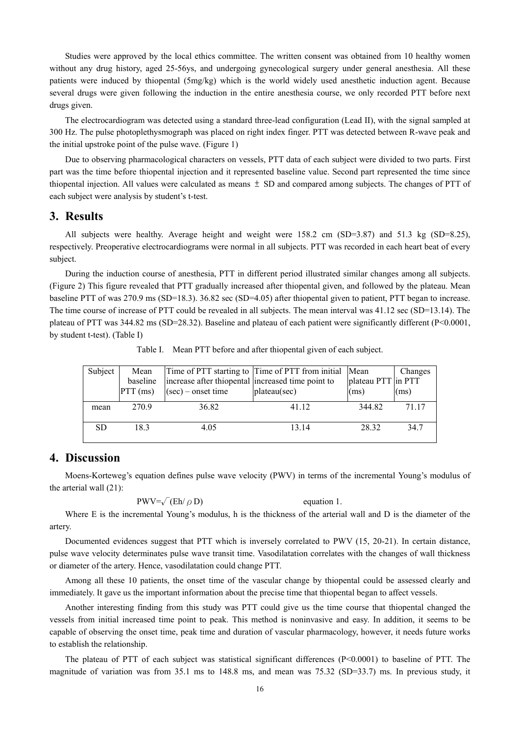Studies were approved by the local ethics committee. The written consent was obtained from 10 healthy women without any drug history, aged 25-56ys, and undergoing gynecological surgery under general anesthesia. All these patients were induced by thiopental (5mg/kg) which is the world widely used anesthetic induction agent. Because several drugs were given following the induction in the entire anesthesia course, we only recorded PTT before next drugs given.

The electrocardiogram was detected using a standard three-lead configuration (Lead II), with the signal sampled at 300 Hz. The pulse photoplethysmograph was placed on right index finger. PTT was detected between R-wave peak and the initial upstroke point of the pulse wave. (Figure 1)

Due to observing pharmacological characters on vessels, PTT data of each subject were divided to two parts. First part was the time before thiopental injection and it represented baseline value. Second part represented the time since thiopental injection. All values were calculated as means ± SD and compared among subjects. The changes of PTT of each subject were analysis by student's t-test.

## 3. Results

All subjects were healthy. Average height and weight were 158.2 cm (SD=3.87) and 51.3 kg (SD=8.25), respectively. Preoperative electrocardiograms were normal in all subjects. PTT was recorded in each heart beat of every subject.

During the induction course of anesthesia, PTT in different period illustrated similar changes among all subjects. (Figure 2) This figure revealed that PTT gradually increased after thiopental given, and followed by the plateau. Mean baseline PTT of was 270.9 ms (SD=18.3). 36.82 sec (SD=4.05) after thiopental given to patient, PTT began to increase. The time course of increase of PTT could be revealed in all subjects. The mean interval was 41.12 sec (SD=13.14). The plateau of PTT was 344.82 ms (SD=28.32). Baseline and plateau of each patient were significantly different (P<0.0001, by student t-test). (Table I)

Table I. Mean PTT before and after thiopental given of each subject.

| Subject | Mean baseline PTT (ms) | Time of PTT starting to increase after thiopental (sec) – onset time | Time of PTT from initial increased time point to plateau(sec) | Mean plateau PTT (ms) | Changes in PTT (ms) |
|---|---|---|---|---|---|
| mean | 270.9 | 36.82 | 41.12 | 344.82 | 71.17 |
| SD | 18.3 | 4.05 | 13.14 | 28.32 | 34.7 |

## 4. Discussion

Moens-Korteweg's equation defines pulse wave velocity (PWV) in terms of the incremental Young's modulus of the arterial wall (21):

$$PWV=\sqrt{(Eh/\rho D)} \qquad \text{equation 1.}$$

Where E is the incremental Young's modulus, h is the thickness of the arterial wall and D is the diameter of the artery.

Documented evidences suggest that PTT which is inversely correlated to PWV (15, 20-21). In certain distance, pulse wave velocity determinates pulse wave transit time. Vasodilatation correlates with the changes of wall thickness or diameter of the artery. Hence, vasodilatation could change PTT.

Among all these 10 patients, the onset time of the vascular change by thiopental could be assessed clearly and immediately. It gave us the important information about the precise time that thiopental began to affect vessels.

Another interesting finding from this study was PTT could give us the time course that thiopental changed the vessels from initial increased time point to peak. This method is noninvasive and easy. In addition, it seems to be capable of observing the onset time, peak time and duration of vascular pharmacology, however, it needs future works to establish the relationship.

The plateau of PTT of each subject was statistical significant differences (P<0.0001) to baseline of PTT. The magnitude of variation was from 35.1 ms to 148.8 ms, and mean was 75.32 (SD=33.7) ms. In previous study, it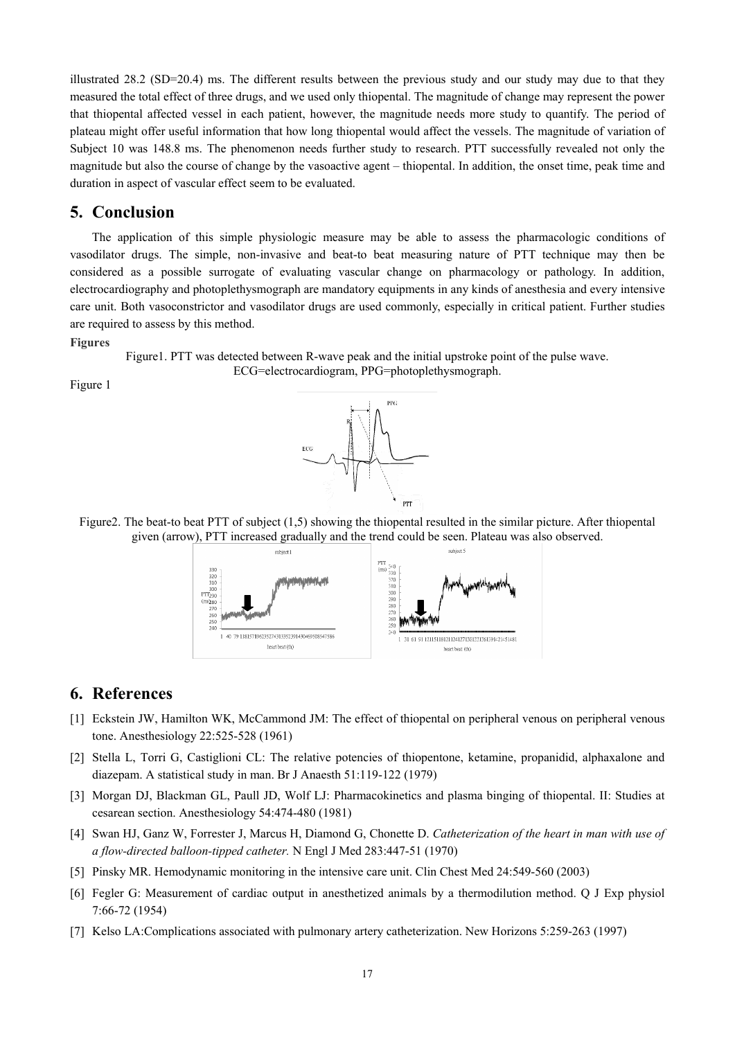illustrated 28.2 (SD=20.4) ms. The different results between the previous study and our study may due to that they measured the total effect of three drugs, and we used only thiopental. The magnitude of change may represent the power that thiopental affected vessel in each patient, however, the magnitude needs more study to quantify. The period of plateau might offer useful information that how long thiopental would affect the vessels. The magnitude of variation of Subject 10 was 148.8 ms. The phenomenon needs further study to research. PTT successfully revealed not only the magnitude but also the course of change by the vasoactive agent – thiopental. In addition, the onset time, peak time and duration in aspect of vascular effect seem to be evaluated.

## 5. Conclusion

The application of this simple physiologic measure may be able to assess the pharmacologic conditions of vasodilator drugs. The simple, non-invasive and beat-to beat measuring nature of PTT technique may then be considered as a possible surrogate of evaluating vascular change on pharmacology or pathology. In addition, electrocardiography and photoplethysmograph are mandatory equipments in any kinds of anesthesia and every intensive care unit. Both vasoconstrictor and vasodilator drugs are used commonly, especially in critical patient. Further studies are required to assess by this method.

**Figures**

Figure1. PTT was detected between R-wave peak and the initial upstroke point of the pulse wave. ECG=electrocardiogram, PPG=photoplethysmograph.

Figure 1

Figure2. The beat-to beat PTT of subject (1,5) showing the thiopental resulted in the similar picture. After thiopental given (arrow), PTT increased gradually and the trend could be seen. Plateau was also observed.

## 6. References

[1] Eckstein JW, Hamilton WK, McCammond JM: The effect of thiopental on peripheral venous on peripheral venous tone. Anesthesiology 22:525-528 (1961)

[2] Stella L, Torri G, Castiglioni CL: The relative potencies of thiopentone, ketamine, propanidid, alphaxalone and diazepam. A statistical study in man. Br J Anaesth 51:119-122 (1979)

[3] Morgan DJ, Blackman GL, Paull JD, Wolf LJ: Pharmacokinetics and plasma binging of thiopental. II: Studies at cesarean section. Anesthesiology 54:474-480 (1981)

[4] Swan HJ, Ganz W, Forrester J, Marcus H, Diamond G, Chonette D. *Catheterization of the heart in man with use of a flow-directed balloon-tipped catheter.* N Engl J Med 283:447-51 (1970)

[5] Pinsky MR. Hemodynamic monitoring in the intensive care unit. Clin Chest Med 24:549-560 (2003)

[6] Fegler G: Measurement of cardiac output in anesthetized animals by a thermodilution method. Q J Exp physiol 7:66-72 (1954)

[7] Kelso LA:Complications associated with pulmonary artery catheterization. New Horizons 5:259-263 (1997)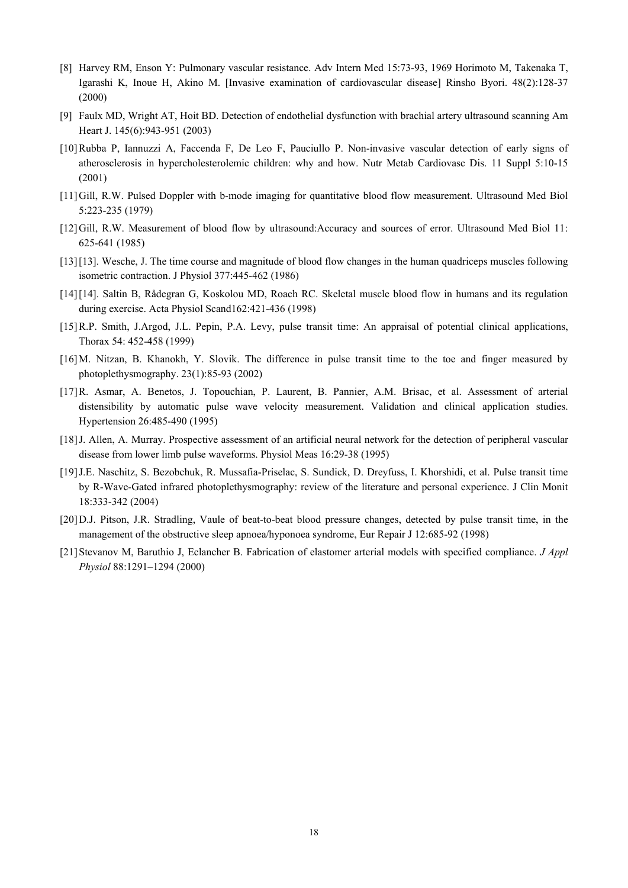[8] Harvey RM, Enson Y: Pulmonary vascular resistance. Adv Intern Med 15:73-93, 1969 Horimoto M, Takenaka T, Igarashi K, Inoue H, Akino M. [Invasive examination of cardiovascular disease] Rinsho Byori. 48(2):128-37 (2000)

[9] Faulx MD, Wright AT, Hoit BD. Detection of endothelial dysfunction with brachial artery ultrasound scanning Am Heart J. 145(6):943-951 (2003)

[10] Rubba P, Iannuzzi A, Faccenda F, De Leo F, Pauciullo P. Non-invasive vascular detection of early signs of atherosclerosis in hypercholesterolemic children: why and how. Nutr Metab Cardiovasc Dis. 11 Suppl 5:10-15 (2001)

[11] Gill, R.W. Pulsed Doppler with b-mode imaging for quantitative blood flow measurement. Ultrasound Med Biol 5:223-235 (1979)

[12] Gill, R.W. Measurement of blood flow by ultrasound:Accuracy and sources of error. Ultrasound Med Biol 11: 625-641 (1985)

[13] [13]. Wesche, J. The time course and magnitude of blood flow changes in the human quadriceps muscles following isometric contraction. J Physiol 377:445-462 (1986)

[14] [14]. Saltin B, Rådegran G, Koskolou MD, Roach RC. Skeletal muscle blood flow in humans and its regulation during exercise. Acta Physiol Scand162:421-436 (1998)

[15] R.P. Smith, J.Argod, J.L. Pepin, P.A. Levy, pulse transit time: An appraisal of potential clinical applications, Thorax 54: 452-458 (1999)

[16] M. Nitzan, B. Khanokh, Y. Slovik. The difference in pulse transit time to the toe and finger measured by photoplethysmography. 23(1):85-93 (2002)

[17] R. Asmar, A. Benetos, J. Topouchian, P. Laurent, B. Pannier, A.M. Brisac, et al. Assessment of arterial distensibility by automatic pulse wave velocity measurement. Validation and clinical application studies. Hypertension 26:485-490 (1995)

[18] J. Allen, A. Murray. Prospective assessment of an artificial neural network for the detection of peripheral vascular disease from lower limb pulse waveforms. Physiol Meas 16:29-38 (1995)

[19] J.E. Naschitz, S. Bezobchuk, R. Mussafia-Priselac, S. Sundick, D. Dreyfuss, I. Khorshidi, et al. Pulse transit time by R-Wave-Gated infrared photoplethysmography: review of the literature and personal experience. J Clin Monit 18:333-342 (2004)

[20] D.J. Pitson, J.R. Stradling, Vaule of beat-to-beat blood pressure changes, detected by pulse transit time, in the management of the obstructive sleep apnoea/hyponoea syndrome, Eur Repair J 12:685-92 (1998)

[21] Stevanov M, Baruthio J, Eclancher B. Fabrication of elastomer arterial models with specified compliance. *J Appl Physiol* 88:1291–1294 (2000)